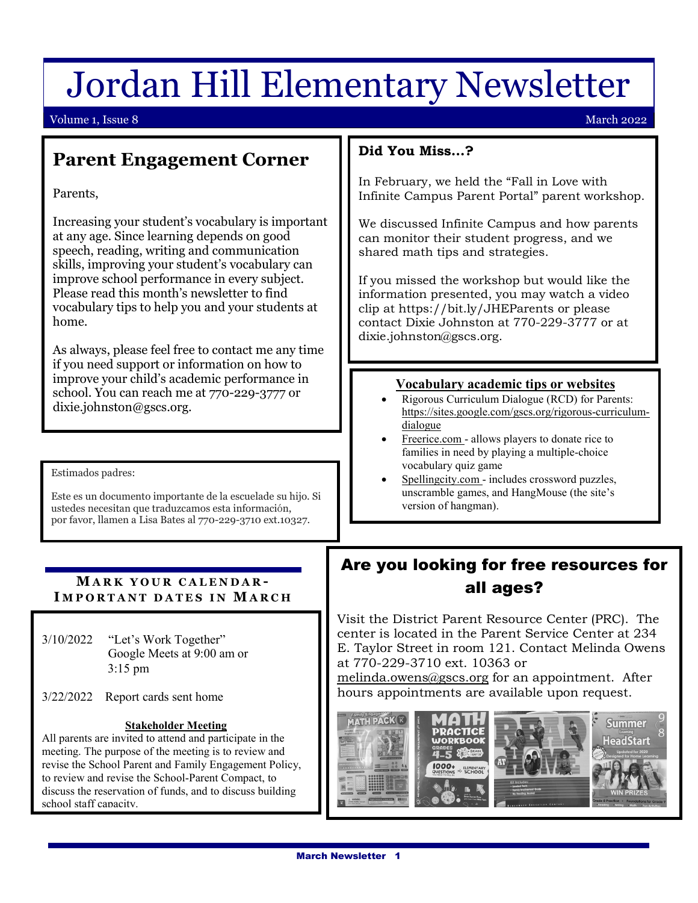# Jordan Hill Elementary Newsletter

Volume 1, Issue 8 — March 2022

## Parent Engagement Corner

Parents,

Increasing your student's vocabulary is important at any age. Since learning depends on good speech, reading, writing and communication skills, improving your student's vocabulary can improve school performance in every subject. Please read this month's newsletter to find vocabulary tips to help you and your students at home.

As always, please feel free to contact me any time if you need support or information on how to improve your child's academic performance in school. You can reach me at 770-229-3777 or dixie.johnston@gscs.org.

Estimados padres:

Este es un documento importante de la escuelade su hijo. Si ustedes necesitan que traduzcamos esta información, por favor, llamen a Lisa Bates al 770-229-3710 ext.10327.

### Did You Miss…?

In February, we held the "Fall in Love with Infinite Campus Parent Portal" parent workshop.

We discussed Infinite Campus and how parents can monitor their student progress, and we shared math tips and strategies.

If you missed the workshop but would like the information presented, you may watch a video clip at https://bit.ly/JHEParents or please contact Dixie Johnston at 770-229-3777 or at dixie.johnston@gscs.org.

### Vocabulary academic tips or websites

- Rigorous Curriculum Dialogue (RCD) for Parents: https://sites.google.com/gscs.org/rigorous-curriculum-dialogue
- Freerice.com - allows players to donate rice to families in need by playing a multiple-choice vocabulary quiz game
- Spellingcity.com - includes crossword puzzles, unscramble games, and HangMouse (the site's version of hangman).

## Mark your calendar- Important dates in March

3/10/2022 "Let's Work Together" Google Meets at 9:00 am or 3:15 pm

3/22/2022 Report cards sent home

**Stakeholder Meeting**

All parents are invited to attend and participate in the meeting. The purpose of the meeting is to review and revise the School Parent and Family Engagement Policy, to review and revise the School-Parent Compact, to discuss the reservation of funds, and to discuss building school staff capacity.

## Are you looking for free resources for all ages?

Visit the District Parent Resource Center (PRC). The center is located in the Parent Service Center at 234 E. Taylor Street in room 121. Contact Melinda Owens at 770-229-3710 ext. 10363 or melinda.owens@gscs.org for an appointment. After hours appointments are available upon request.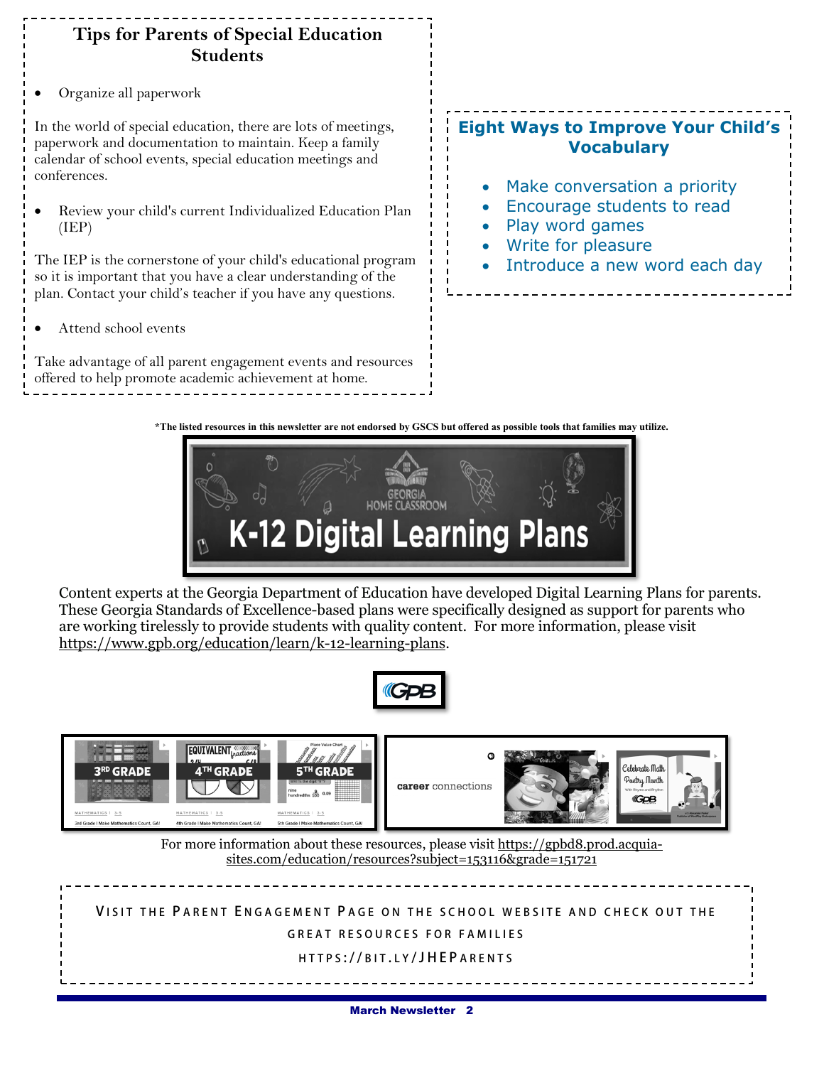## Tips for Parents of Special Education Students

- Organize all paperwork

In the world of special education, there are lots of meetings, paperwork and documentation to maintain. Keep a family calendar of school events, special education meetings and conferences.

- Review your child's current Individualized Education Plan (IEP)

The IEP is the cornerstone of your child's educational program so it is important that you have a clear understanding of the plan. Contact your child's teacher if you have any questions.

- Attend school events

Take advantage of all parent engagement events and resources offered to help promote academic achievement at home.

## Eight Ways to Improve Your Child's Vocabulary

- Make conversation a priority
- Encourage students to read
- Play word games
- Write for pleasure
- Introduce a new word each day

**\*The listed resources in this newsletter are not endorsed by GSCS but offered as possible tools that families may utilize.**

GEORGIA HOME CLASSROOM

# K-12 Digital Learning Plans

Content experts at the Georgia Department of Education have developed Digital Learning Plans for parents. These Georgia Standards of Excellence-based plans were specifically designed as support for parents who are working tirelessly to provide students with quality content. For more information, please visit https://www.gpb.org/education/learn/k-12-learning-plans.

GPB

3RD GRADE — 3rd Grade | Make Mathematics Count, GA!
4TH GRADE — 4th Grade | Make Mathematics Count, GA!
5TH GRADE — 5th Grade | Make Mathematics Count, GA!

career connections

Celebrate Math Poetry Month

For more information about these resources, please visit https://gpbd8.prod.acquia-sites.com/education/resources?subject=153116&grade=151721

VISIT THE PARENT ENGAGEMENT PAGE ON THE SCHOOL WEBSITE AND CHECK OUT THE GREAT RESOURCES FOR FAMILIES

HTTPS://BIT.LY/JHEPARENTS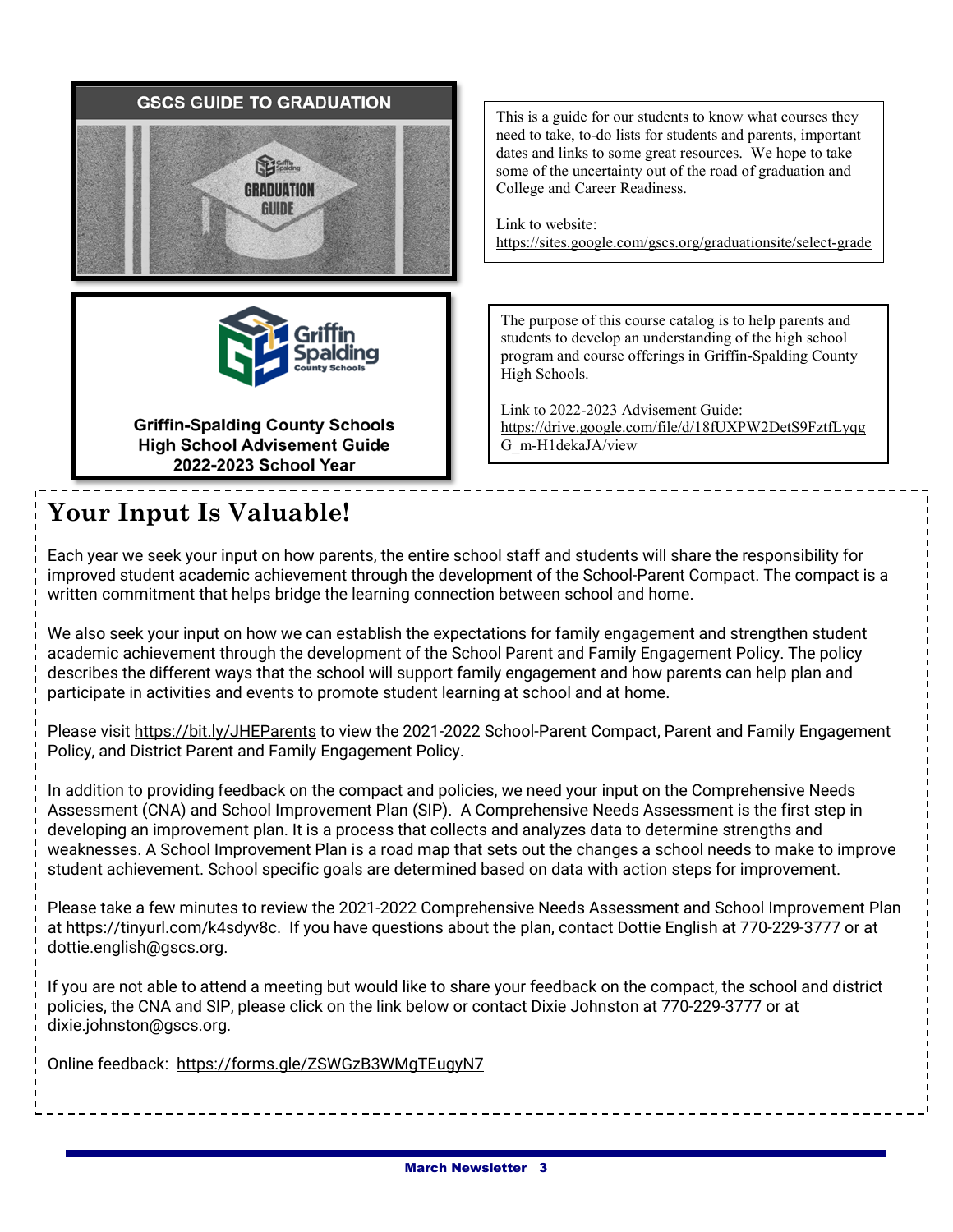**GSCS GUIDE TO GRADUATION**

GRADUATION GUIDE

This is a guide for our students to know what courses they need to take, to-do lists for students and parents, important dates and links to some great resources. We hope to take some of the uncertainty out of the road of graduation and College and Career Readiness.

Link to website:
https://sites.google.com/gscs.org/graduationsite/select-grade

Griffin Spalding County Schools

**Griffin-Spalding County Schools High School Advisement Guide 2022-2023 School Year**

The purpose of this course catalog is to help parents and students to develop an understanding of the high school program and course offerings in Griffin-Spalding County High Schools.

Link to 2022-2023 Advisement Guide:
https://drive.google.com/file/d/18fUXPW2DetS9FztfLyqgG_m-H1dekaJA/view

## Your Input Is Valuable!

Each year we seek your input on how parents, the entire school staff and students will share the responsibility for improved student academic achievement through the development of the School-Parent Compact. The compact is a written commitment that helps bridge the learning connection between school and home.

We also seek your input on how we can establish the expectations for family engagement and strengthen student academic achievement through the development of the School Parent and Family Engagement Policy. The policy describes the different ways that the school will support family engagement and how parents can help plan and participate in activities and events to promote student learning at school and at home.

Please visit https://bit.ly/JHEParents to view the 2021-2022 School-Parent Compact, Parent and Family Engagement Policy, and District Parent and Family Engagement Policy.

In addition to providing feedback on the compact and policies, we need your input on the Comprehensive Needs Assessment (CNA) and School Improvement Plan (SIP). A Comprehensive Needs Assessment is the first step in developing an improvement plan. It is a process that collects and analyzes data to determine strengths and weaknesses. A School Improvement Plan is a road map that sets out the changes a school needs to make to improve student achievement. School specific goals are determined based on data with action steps for improvement.

Please take a few minutes to review the 2021-2022 Comprehensive Needs Assessment and School Improvement Plan at https://tinyurl.com/k4sdyv8c. If you have questions about the plan, contact Dottie English at 770-229-3777 or at dottie.english@gscs.org.

If you are not able to attend a meeting but would like to share your feedback on the compact, the school and district policies, the CNA and SIP, please click on the link below or contact Dixie Johnston at 770-229-3777 or at dixie.johnston@gscs.org.

Online feedback: https://forms.gle/ZSWGzB3WMgTEugyN7